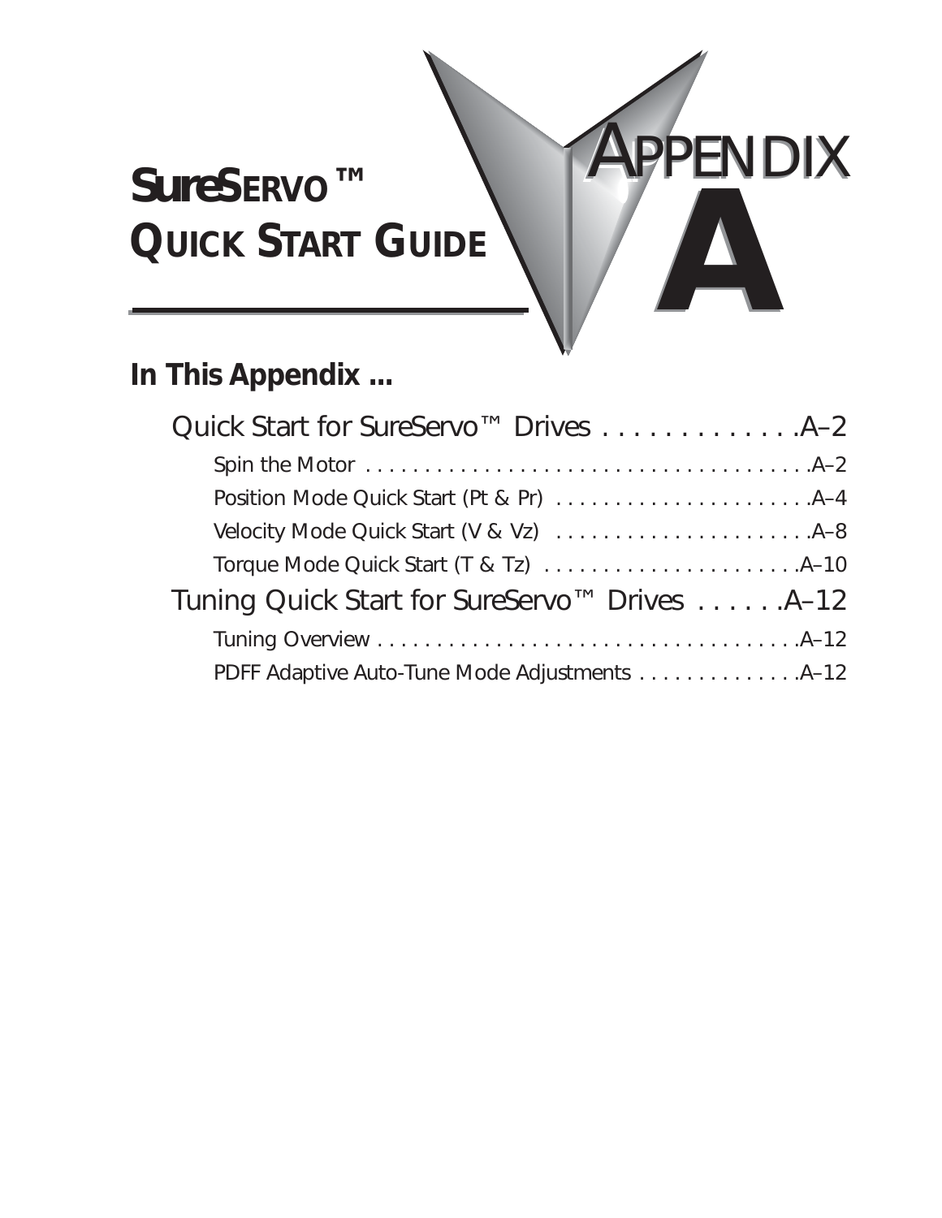# SureSERVO™ QUICK START GUIDE

# APPENDIX A

## In This Appendix ...

Quick Start for SureServo™ Drives . . . . . . . . . . . . . .A–2

- Spin the Motor . . . . . . . . . . . . . . . . . . . . . . . . . . . . . . . . . . . . . . .A–2
- Position Mode Quick Start (Pt & Pr) . . . . . . . . . . . . . . . . . . . . . . .A–4
- Velocity Mode Quick Start (V & Vz) . . . . . . . . . . . . . . . . . . . . . . .A–8
- Torque Mode Quick Start (T & Tz) . . . . . . . . . . . . . . . . . . . . . . .A–10

Tuning Quick Start for SureServo™ Drives . . . . . . .A–12

- Tuning Overview . . . . . . . . . . . . . . . . . . . . . . . . . . . . . . . . . . . . . .A–12
- PDFF Adaptive Auto-Tune Mode Adjustments . . . . . . . . . . . . . .A–12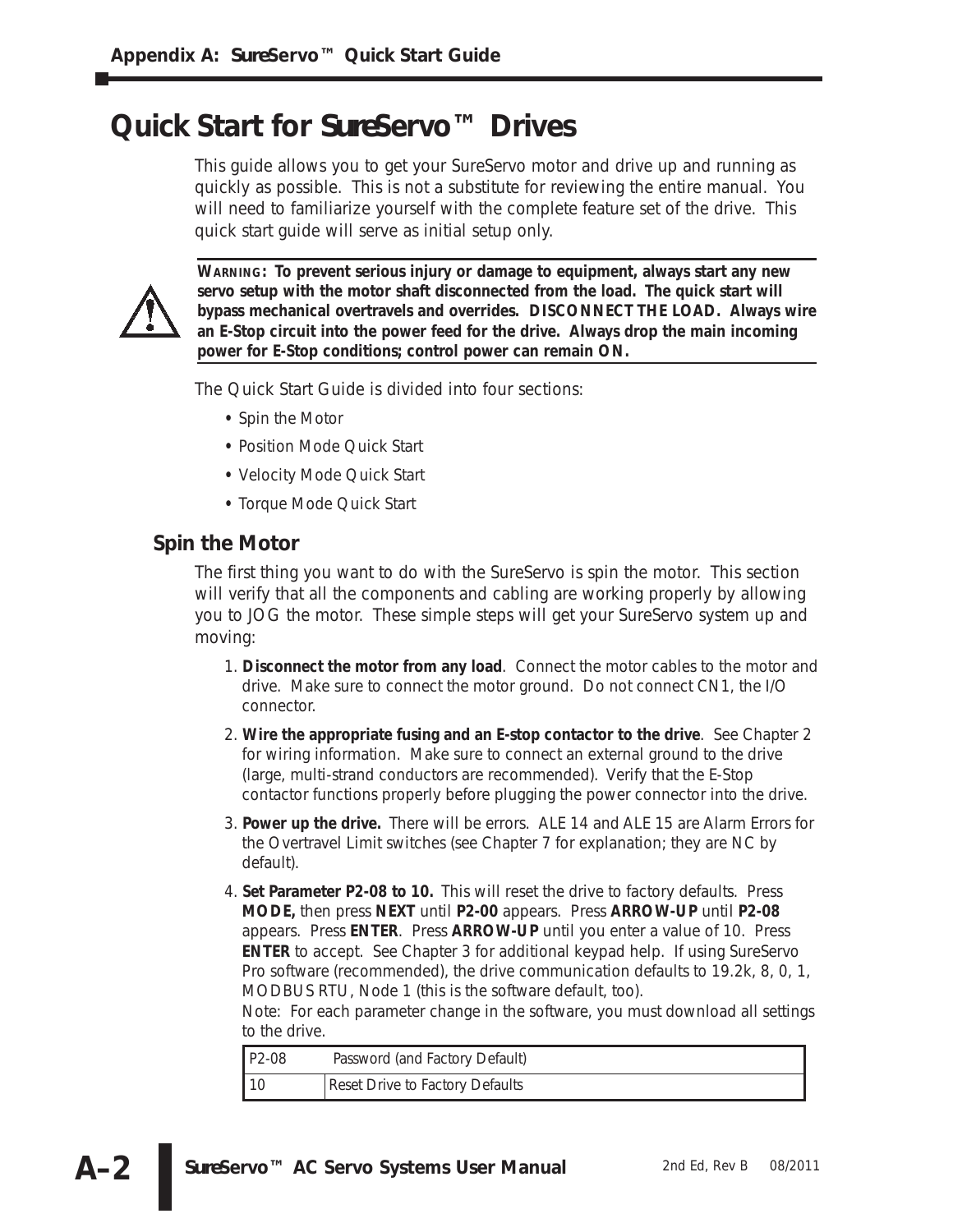# Quick Start for SureServo™ Drives

This guide allows you to get your SureServo motor and drive up and running as quickly as possible. This is not a substitute for reviewing the entire manual. You will need to familiarize yourself with the complete feature set of the drive. This quick start guide will serve as initial setup only.

> **WARNING: To prevent serious injury or damage to equipment, always start any new servo setup with the motor shaft disconnected from the load. The quick start will bypass mechanical overtravels and overrides. DISCONNECT THE LOAD. Always wire an E-Stop circuit into the power feed for the drive. Always drop the main incoming power for E-Stop conditions; control power can remain ON.**

The Quick Start Guide is divided into four sections:

- Spin the Motor
- Position Mode Quick Start
- Velocity Mode Quick Start
- Torque Mode Quick Start

## Spin the Motor

The first thing you want to do with the SureServo is spin the motor. This section will verify that all the components and cabling are working properly by allowing you to JOG the motor. These simple steps will get your SureServo system up and moving:

1. **Disconnect the motor from any load**. Connect the motor cables to the motor and drive. Make sure to connect the motor ground. Do not connect CN1, the I/O connector.
2. **Wire the appropriate fusing and an E-stop contactor to the drive**. See Chapter 2 for wiring information. Make sure to connect an external ground to the drive (large, multi-strand conductors are recommended). Verify that the E-Stop contactor functions properly before plugging the power connector into the drive.
3. **Power up the drive.** There will be errors. ALE 14 and ALE 15 are Alarm Errors for the Overtravel Limit switches (see Chapter 7 for explanation; they are NC by default).
4. **Set Parameter P2-08 to 10.** This will reset the drive to factory defaults. Press **MODE,** then press **NEXT** until **P2-00** appears. Press **ARROW-UP** until **P2-08** appears. Press **ENTER**. Press **ARROW-UP** until you enter a value of 10. Press **ENTER** to accept. See Chapter 3 for additional keypad help. If using SureServo Pro software (recommended), the drive communication defaults to 19.2k, 8, 0, 1, MODBUS RTU, Node 1 (this is the software default, too).
   Note: For each parameter change in the software, you must download all settings to the drive.

| P2-08 | Password (and Factory Default) |
| --- | --- |
| 10 | Reset Drive to Factory Defaults |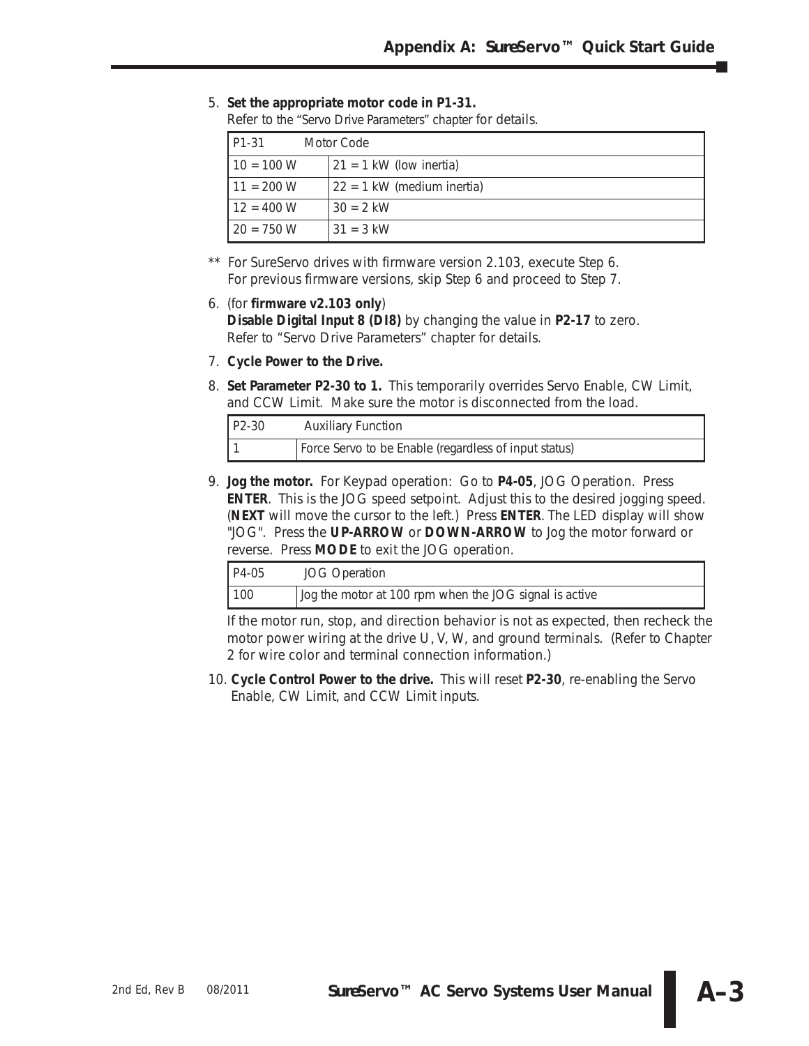5. **Set the appropriate motor code in P1-31.**
   Refer to the "Servo Drive Parameters" chapter for details.

| P1-31 | Motor Code |
|---|---|
| 10 = 100 W | 21 = 1 kW (low inertia) |
| 11 = 200 W | 22 = 1 kW (medium inertia) |
| 12 = 400 W | 30 = 2 kW |
| 20 = 750 W | 31 = 3 kW |

** For SureServo drives with firmware version 2.103, execute Step 6.
For previous firmware versions, skip Step 6 and proceed to Step 7.

6. (for **firmware v2.103 only**)
   **Disable Digital Input 8 (DI8)** by changing the value in **P2-17** to zero.
   Refer to "Servo Drive Parameters" chapter for details.

7. **Cycle Power to the Drive.**

8. **Set Parameter P2-30 to 1.** This temporarily overrides Servo Enable, CW Limit, and CCW Limit. Make sure the motor is disconnected from the load.

| P2-30 | Auxiliary Function |
|---|---|
| 1 | Force Servo to be Enable (regardless of input status) |

9. **Jog the motor.** For Keypad operation: Go to **P4-05**, JOG Operation. Press **ENTER**. This is the JOG speed setpoint. Adjust this to the desired jogging speed. (**NEXT** will move the cursor to the left.) Press **ENTER**. The LED display will show "JOG". Press the **UP-ARROW** or **DOWN-ARROW** to Jog the motor forward or reverse. Press **MODE** to exit the JOG operation.

| P4-05 | JOG Operation |
|---|---|
| 100 | Jog the motor at 100 rpm when the JOG signal is active |

   If the motor run, stop, and direction behavior is not as expected, then recheck the motor power wiring at the drive U, V, W, and ground terminals. (Refer to Chapter 2 for wire color and terminal connection information.)

10. **Cycle Control Power to the drive.** This will reset **P2-30**, re-enabling the Servo Enable, CW Limit, and CCW Limit inputs.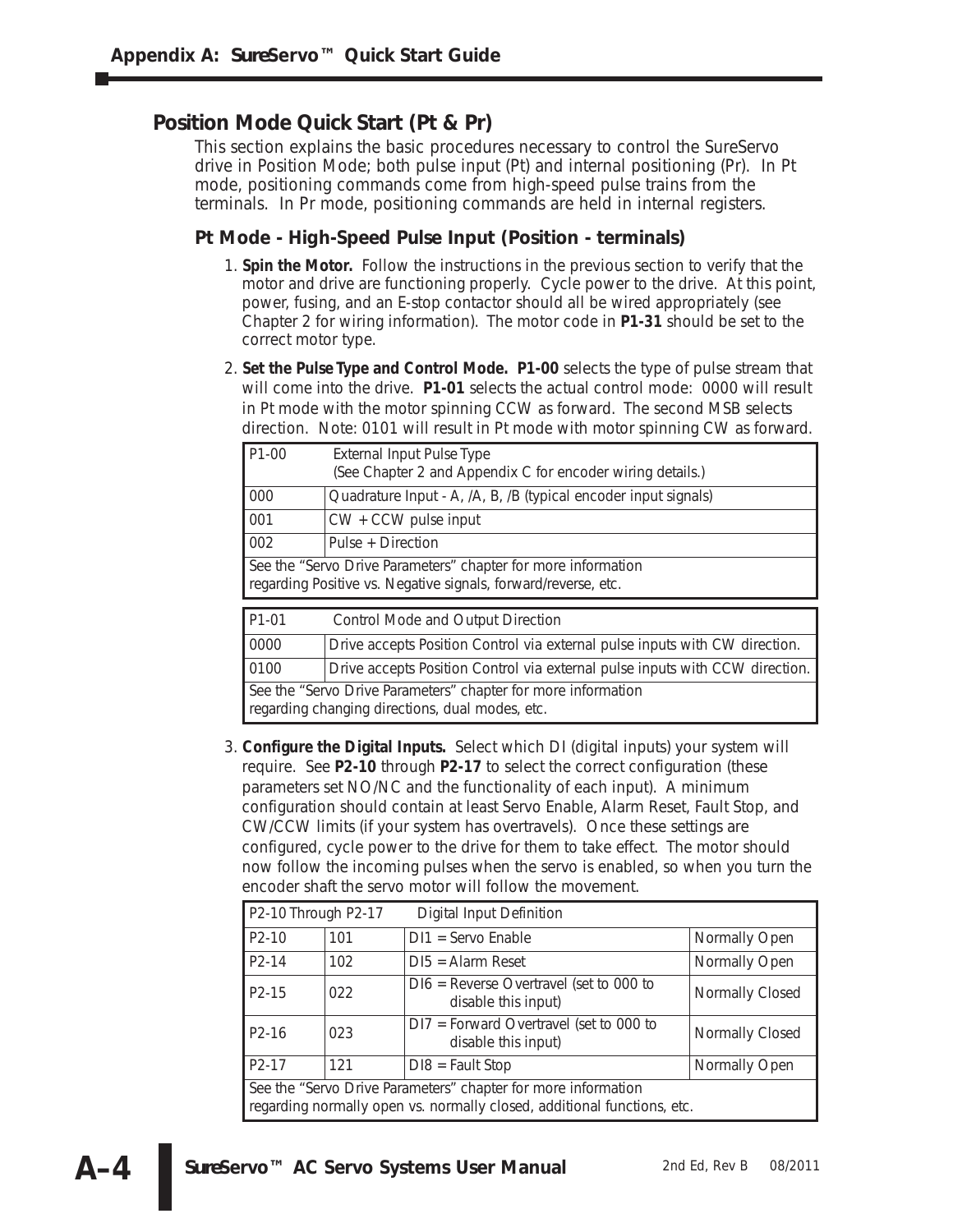## Position Mode Quick Start (Pt & Pr)

This section explains the basic procedures necessary to control the SureServo drive in Position Mode; both pulse input (Pt) and internal positioning (Pr). In Pt mode, positioning commands come from high-speed pulse trains from the terminals. In Pr mode, positioning commands are held in internal registers.

### Pt Mode - High-Speed Pulse Input (Position - terminals)

1. **Spin the Motor.** Follow the instructions in the previous section to verify that the motor and drive are functioning properly. Cycle power to the drive. At this point, power, fusing, and an E-stop contactor should all be wired appropriately (see Chapter 2 for wiring information). The motor code in **P1-31** should be set to the correct motor type.

2. **Set the Pulse Type and Control Mode.** **P1-00** selects the type of pulse stream that will come into the drive. **P1-01** selects the actual control mode: 0000 will result in Pt mode with the motor spinning CCW as forward. The second MSB selects direction. Note: 0101 will result in Pt mode with motor spinning CW as forward.

| P1-00 | External Input Pulse Type (See Chapter 2 and Appendix C for encoder wiring details.) |
|---|---|
| 000 | Quadrature Input - A, /A, B, /B (typical encoder input signals) |
| 001 | CW + CCW pulse input |
| 002 | Pulse + Direction |
| See the "Servo Drive Parameters" chapter for more information regarding Positive vs. Negative signals, forward/reverse, etc. | |

| P1-01 | Control Mode and Output Direction |
|---|---|
| 0000 | Drive accepts Position Control via external pulse inputs with CW direction. |
| 0100 | Drive accepts Position Control via external pulse inputs with CCW direction. |
| See the "Servo Drive Parameters" chapter for more information regarding changing directions, dual modes, etc. | |

3. **Configure the Digital Inputs.** Select which DI (digital inputs) your system will require. See **P2-10** through **P2-17** to select the correct configuration (these parameters set NO/NC and the functionality of each input). A minimum configuration should contain at least Servo Enable, Alarm Reset, Fault Stop, and CW/CCW limits (if your system has overtravels). Once these settings are configured, cycle power to the drive for them to take effect. The motor should now follow the incoming pulses when the servo is enabled, so when you turn the encoder shaft the servo motor will follow the movement.

| P2-10 Through P2-17 | | Digital Input Definition | |
|---|---|---|---|
| P2-10 | 101 | DI1 = Servo Enable | Normally Open |
| P2-14 | 102 | DI5 = Alarm Reset | Normally Open |
| P2-15 | 022 | DI6 = Reverse Overtravel (set to 000 to disable this input) | Normally Closed |
| P2-16 | 023 | DI7 = Forward Overtravel (set to 000 to disable this input) | Normally Closed |
| P2-17 | 121 | DI8 = Fault Stop | Normally Open |
| See the "Servo Drive Parameters" chapter for more information regarding normally open vs. normally closed, additional functions, etc. | | | |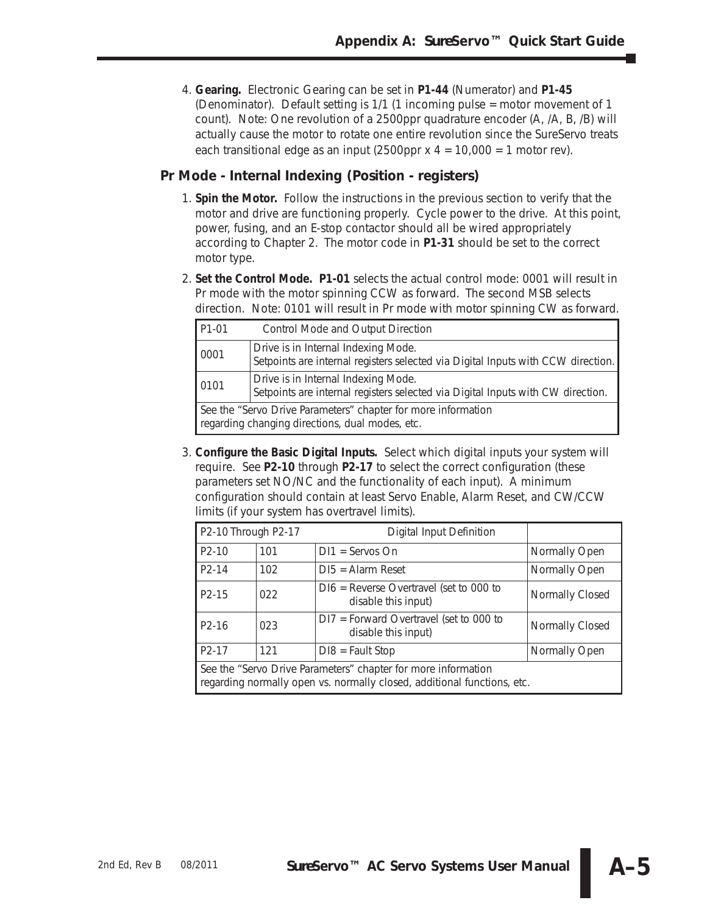4. **Gearing.** Electronic Gearing can be set in **P1-44** (Numerator) and **P1-45** (Denominator). Default setting is 1/1 (1 incoming pulse = motor movement of 1 count). Note: One revolution of a 2500ppr quadrature encoder (A, /A, B, /B) will actually cause the motor to rotate one entire revolution since the SureServo treats each transitional edge as an input (2500ppr x 4 = 10,000 = 1 motor rev).

## Pr Mode - Internal Indexing (Position - registers)

1. **Spin the Motor.** Follow the instructions in the previous section to verify that the motor and drive are functioning properly. Cycle power to the drive. At this point, power, fusing, and an E-stop contactor should all be wired appropriately according to Chapter 2. The motor code in **P1-31** should be set to the correct motor type.

2. **Set the Control Mode. P1-01** selects the actual control mode: 0001 will result in Pr mode with the motor spinning CCW as forward. The second MSB selects direction. Note: 0101 will result in Pr mode with motor spinning CW as forward.

| P1-01 | Control Mode and Output Direction |
|---|---|
| 0001 | Drive is in Internal Indexing Mode.<br>Setpoints are internal registers selected via Digital Inputs with CCW direction. |
| 0101 | Drive is in Internal Indexing Mode.<br>Setpoints are internal registers selected via Digital Inputs with CW direction. |
| See the "Servo Drive Parameters" chapter for more information regarding changing directions, dual modes, etc. | |

3. **Configure the Basic Digital Inputs.** Select which digital inputs your system will require. See **P2-10** through **P2-17** to select the correct configuration (these parameters set NO/NC and the functionality of each input). A minimum configuration should contain at least Servo Enable, Alarm Reset, and CW/CCW limits (if your system has overtravel limits).

| P2-10 Through P2-17 | | Digital Input Definition | |
|---|---|---|---|
| P2-10 | 101 | DI1 = Servos On | Normally Open |
| P2-14 | 102 | DI5 = Alarm Reset | Normally Open |
| P2-15 | 022 | DI6 = Reverse Overtravel (set to 000 to disable this input) | Normally Closed |
| P2-16 | 023 | DI7 = Forward Overtravel (set to 000 to disable this input) | Normally Closed |
| P2-17 | 121 | DI8 = Fault Stop | Normally Open |
| See the "Servo Drive Parameters" chapter for more information regarding normally open vs. normally closed, additional functions, etc. | | | |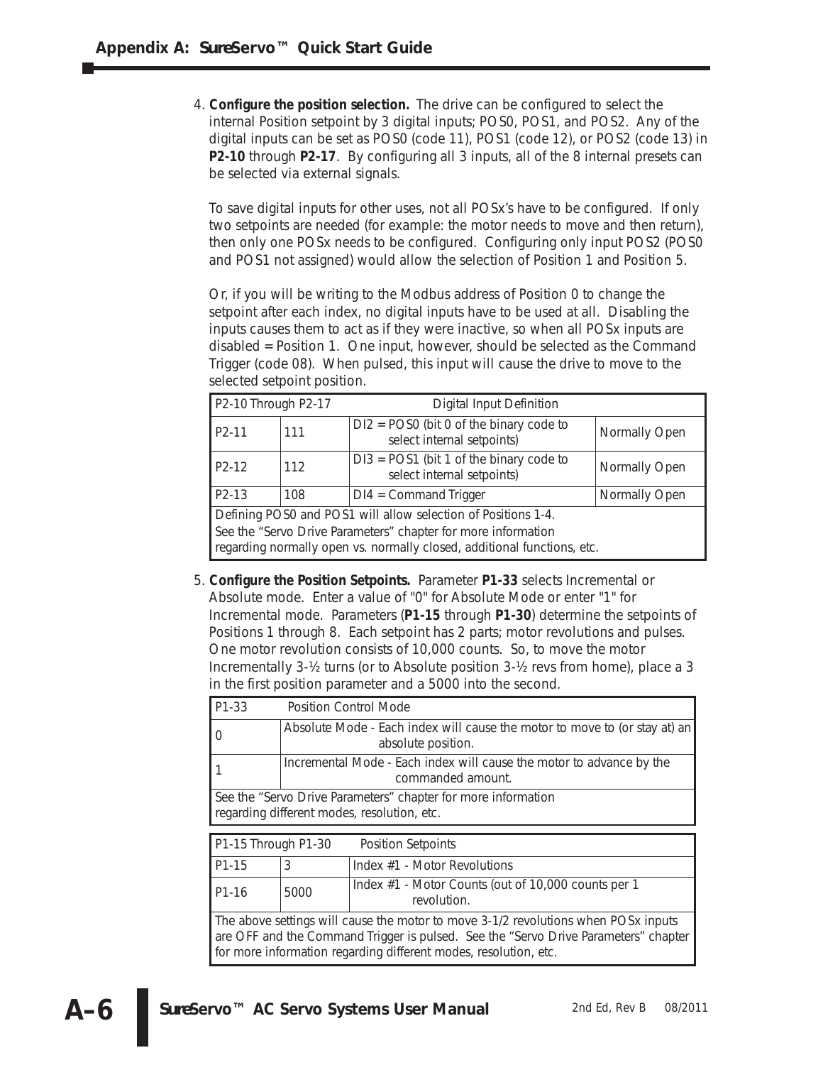4. **Configure the position selection.** The drive can be configured to select the internal Position setpoint by 3 digital inputs; POS0, POS1, and POS2. Any of the digital inputs can be set as POS0 (code 11), POS1 (code 12), or POS2 (code 13) in **P2-10** through **P2-17**. By configuring all 3 inputs, all of the 8 internal presets can be selected via external signals.

   To save digital inputs for other uses, not all POSx's have to be configured. If only two setpoints are needed (for example: the motor needs to move and then return), then only one POSx needs to be configured. Configuring only input POS2 (POS0 and POS1 not assigned) would allow the selection of Position 1 and Position 5.

   Or, if you will be writing to the Modbus address of Position 0 to change the setpoint after each index, no digital inputs have to be used at all. Disabling the inputs causes them to act as if they were inactive, so when all POSx inputs are disabled = Position 1. One input, however, should be selected as the Command Trigger (code 08). When pulsed, this input will cause the drive to move to the selected setpoint position.

| P2-10 Through P2-17 | | Digital Input Definition | |
|---|---|---|---|
| P2-11 | 111 | DI2 = POS0 (bit 0 of the binary code to select internal setpoints) | Normally Open |
| P2-12 | 112 | DI3 = POS1 (bit 1 of the binary code to select internal setpoints) | Normally Open |
| P2-13 | 108 | DI4 = Command Trigger | Normally Open |
| Defining POS0 and POS1 will allow selection of Positions 1-4. See the "Servo Drive Parameters" chapter for more information regarding normally open vs. normally closed, additional functions, etc. | | | |

5. **Configure the Position Setpoints.** Parameter **P1-33** selects Incremental or Absolute mode. Enter a value of "0" for Absolute Mode or enter "1" for Incremental mode. Parameters (**P1-15** through **P1-30**) determine the setpoints of Positions 1 through 8. Each setpoint has 2 parts; motor revolutions and pulses. One motor revolution consists of 10,000 counts. So, to move the motor Incrementally 3-½ turns (or to Absolute position 3-½ revs from home), place a 3 in the first position parameter and a 5000 into the second.

| P1-33 | Position Control Mode |
|---|---|
| 0 | Absolute Mode - Each index will cause the motor to move to (or stay at) an absolute position. |
| 1 | Incremental Mode - Each index will cause the motor to advance by the commanded amount. |
| See the "Servo Drive Parameters" chapter for more information regarding different modes, resolution, etc. | |

| P1-15 Through P1-30 | | Position Setpoints |
|---|---|---|
| P1-15 | 3 | Index #1 - Motor Revolutions |
| P1-16 | 5000 | Index #1 - Motor Counts (out of 10,000 counts per 1 revolution. |
| The above settings will cause the motor to move 3-1/2 revolutions when POSx inputs are OFF and the Command Trigger is pulsed. See the "Servo Drive Parameters" chapter for more information regarding different modes, resolution, etc. | | |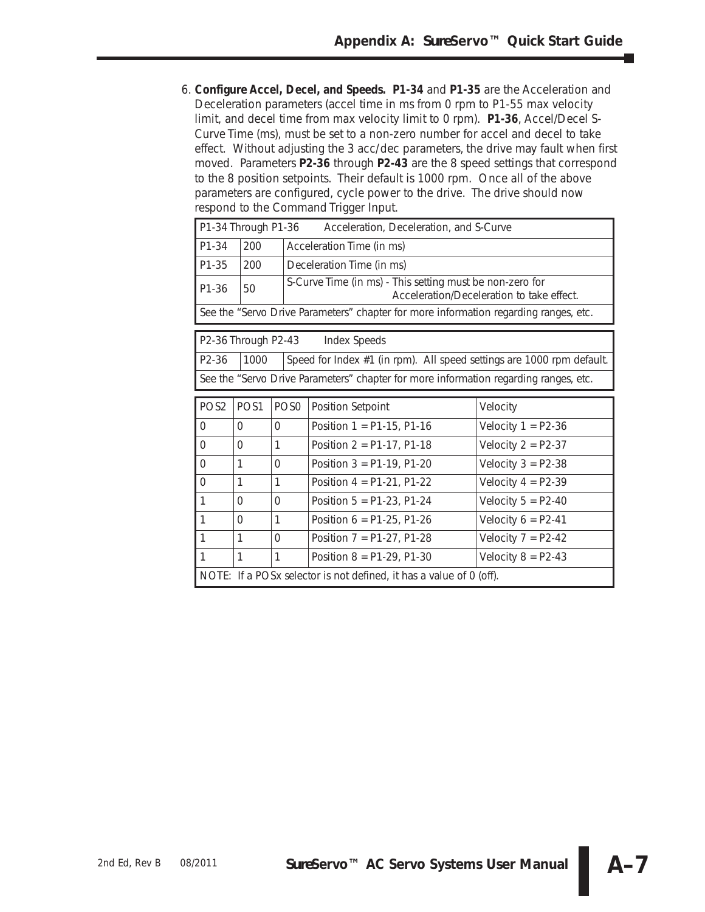6. **Configure Accel, Decel, and Speeds. P1-34** and **P1-35** are the Acceleration and Deceleration parameters (accel time in ms from 0 rpm to P1-55 max velocity limit, and decel time from max velocity limit to 0 rpm). **P1-36**, Accel/Decel S-Curve Time (ms), must be set to a non-zero number for accel and decel to take effect. Without adjusting the 3 acc/dec parameters, the drive may fault when first moved. Parameters **P2-36** through **P2-43** are the 8 speed settings that correspond to the 8 position setpoints. Their default is 1000 rpm. Once all of the above parameters are configured, cycle power to the drive. The drive should now respond to the Command Trigger Input.

| P1-34 Through P1-36 | | Acceleration, Deceleration, and S-Curve |
|---|---|---|
| P1-34 | 200 | Acceleration Time (in ms) |
| P1-35 | 200 | Deceleration Time (in ms) |
| P1-36 | 50 | S-Curve Time (in ms) - This setting must be non-zero for Acceleration/Deceleration to take effect. |
| See the "Servo Drive Parameters" chapter for more information regarding ranges, etc. | | |

| P2-36 Through P2-43 | | Index Speeds |
|---|---|---|
| P2-36 | 1000 | Speed for Index #1 (in rpm). All speed settings are 1000 rpm default. |
| See the "Servo Drive Parameters" chapter for more information regarding ranges, etc. | | |

| POS2 | POS1 | POS0 | Position Setpoint | Velocity |
|---|---|---|---|---|
| 0 | 0 | 0 | Position 1 = P1-15, P1-16 | Velocity 1 = P2-36 |
| 0 | 0 | 1 | Position 2 = P1-17, P1-18 | Velocity 2 = P2-37 |
| 0 | 1 | 0 | Position 3 = P1-19, P1-20 | Velocity 3 = P2-38 |
| 0 | 1 | 1 | Position 4 = P1-21, P1-22 | Velocity 4 = P2-39 |
| 1 | 0 | 0 | Position 5 = P1-23, P1-24 | Velocity 5 = P2-40 |
| 1 | 0 | 1 | Position 6 = P1-25, P1-26 | Velocity 6 = P2-41 |
| 1 | 1 | 0 | Position 7 = P1-27, P1-28 | Velocity 7 = P2-42 |
| 1 | 1 | 1 | Position 8 = P1-29, P1-30 | Velocity 8 = P2-43 |
| NOTE: If a POSx selector is not defined, it has a value of 0 (off). | | | | |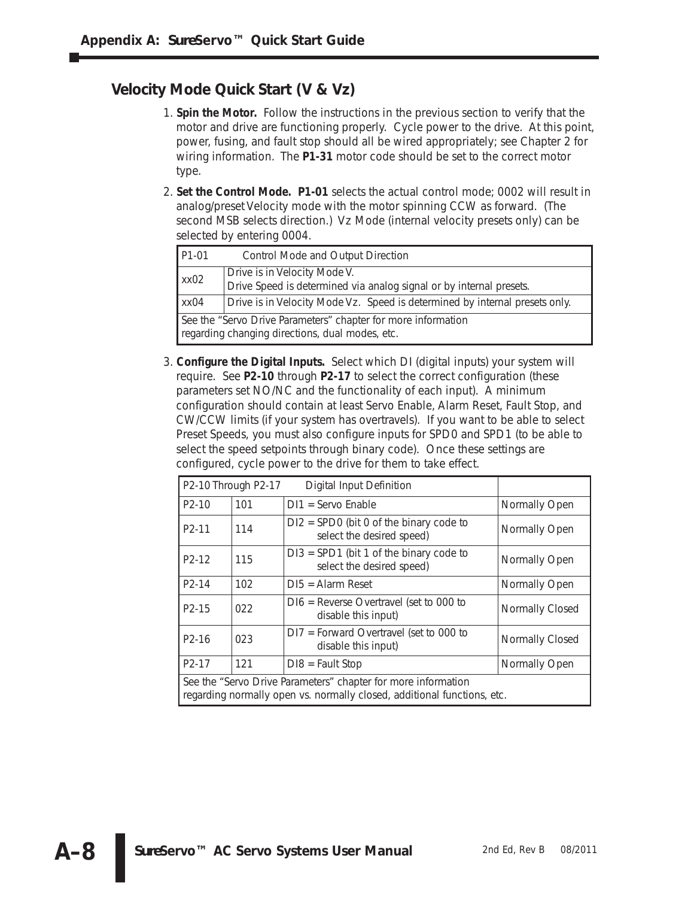## Velocity Mode Quick Start (V & Vz)

1. **Spin the Motor.** Follow the instructions in the previous section to verify that the motor and drive are functioning properly. Cycle power to the drive. At this point, power, fusing, and fault stop should all be wired appropriately; see Chapter 2 for wiring information. The **P1-31** motor code should be set to the correct motor type.

2. **Set the Control Mode. P1-01** selects the actual control mode; 0002 will result in analog/preset Velocity mode with the motor spinning CCW as forward. (The second MSB selects direction.) Vz Mode (internal velocity presets only) can be selected by entering 0004.

| P1-01 | Control Mode and Output Direction |
|---|---|
| xx02 | Drive is in Velocity Mode V.<br>Drive Speed is determined via analog signal or by internal presets. |
| xx04 | Drive is in Velocity Mode Vz. Speed is determined by internal presets only. |
| See the “Servo Drive Parameters” chapter for more information regarding changing directions, dual modes, etc. | |

3. **Configure the Digital Inputs.** Select which DI (digital inputs) your system will require. See **P2-10** through **P2-17** to select the correct configuration (these parameters set NO/NC and the functionality of each input). A minimum configuration should contain at least Servo Enable, Alarm Reset, Fault Stop, and CW/CCW limits (if your system has overtravels). If you want to be able to select Preset Speeds, you must also configure inputs for SPD0 and SPD1 (to be able to select the speed setpoints through binary code). Once these settings are configured, cycle power to the drive for them to take effect.

| P2-10 Through P2-17 | | Digital Input Definition | |
|---|---|---|---|
| P2-10 | 101 | DI1 = Servo Enable | Normally Open |
| P2-11 | 114 | DI2 = SPD0 (bit 0 of the binary code to select the desired speed) | Normally Open |
| P2-12 | 115 | DI3 = SPD1 (bit 1 of the binary code to select the desired speed) | Normally Open |
| P2-14 | 102 | DI5 = Alarm Reset | Normally Open |
| P2-15 | 022 | DI6 = Reverse Overtravel (set to 000 to disable this input) | Normally Closed |
| P2-16 | 023 | DI7 = Forward Overtravel (set to 000 to disable this input) | Normally Closed |
| P2-17 | 121 | DI8 = Fault Stop | Normally Open |
| See the “Servo Drive Parameters” chapter for more information regarding normally open vs. normally closed, additional functions, etc. | | | |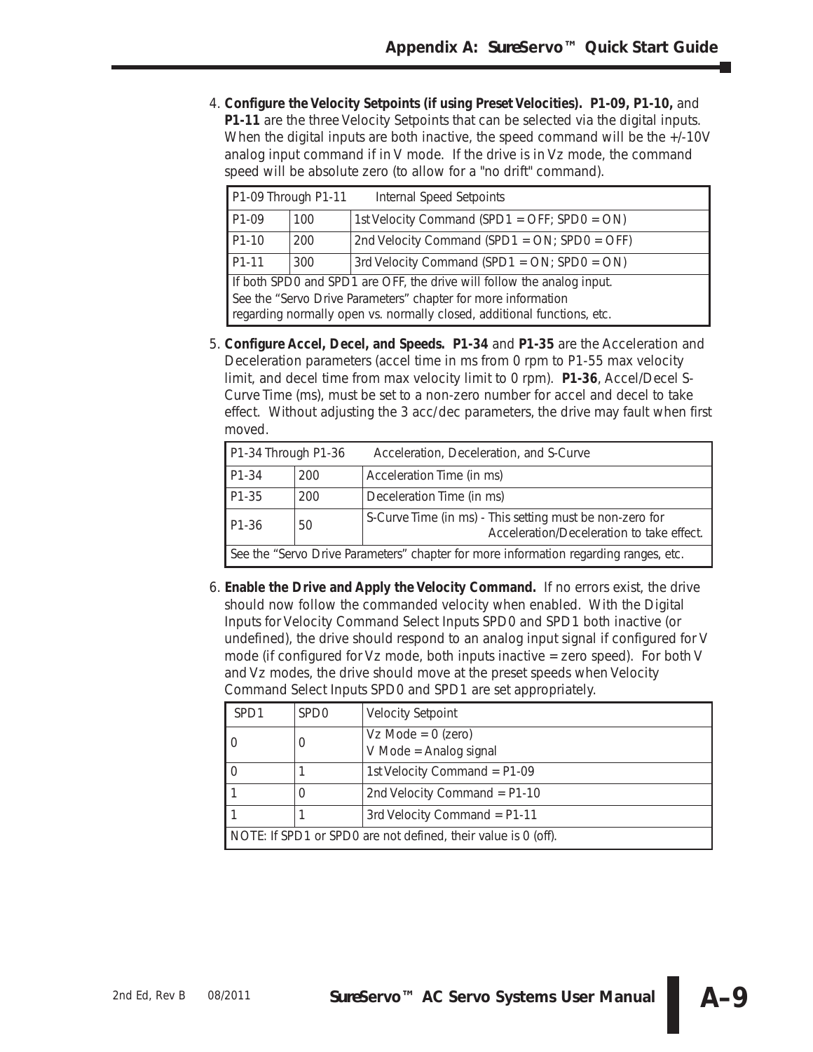4. **Configure the Velocity Setpoints (if using Preset Velocities). P1-09, P1-10,** and **P1-11** are the three Velocity Setpoints that can be selected via the digital inputs. When the digital inputs are both inactive, the speed command will be the +/-10V analog input command if in V mode. If the drive is in Vz mode, the command speed will be absolute zero (to allow for a "no drift" command).

| P1-09 Through P1-11 | Internal Speed Setpoints | |
|---|---|---|
| P1-09 | 100 | 1st Velocity Command (SPD1 = OFF; SPD0 = ON) |
| P1-10 | 200 | 2nd Velocity Command (SPD1 = ON; SPD0 = OFF) |
| P1-11 | 300 | 3rd Velocity Command (SPD1 = ON; SPD0 = ON) |
| If both SPD0 and SPD1 are OFF, the drive will follow the analog input. See the "Servo Drive Parameters" chapter for more information regarding normally open vs. normally closed, additional functions, etc. | | |

5. **Configure Accel, Decel, and Speeds. P1-34** and **P1-35** are the Acceleration and Deceleration parameters (accel time in ms from 0 rpm to P1-55 max velocity limit, and decel time from max velocity limit to 0 rpm). **P1-36**, Accel/Decel S-Curve Time (ms), must be set to a non-zero number for accel and decel to take effect. Without adjusting the 3 acc/dec parameters, the drive may fault when first moved.

| P1-34 Through P1-36 | Acceleration, Deceleration, and S-Curve | |
|---|---|---|
| P1-34 | 200 | Acceleration Time (in ms) |
| P1-35 | 200 | Deceleration Time (in ms) |
| P1-36 | 50 | S-Curve Time (in ms) - This setting must be non-zero for Acceleration/Deceleration to take effect. |
| See the "Servo Drive Parameters" chapter for more information regarding ranges, etc. | | |

6. **Enable the Drive and Apply the Velocity Command.** If no errors exist, the drive should now follow the commanded velocity when enabled. With the Digital Inputs for Velocity Command Select Inputs SPD0 and SPD1 both inactive (or undefined), the drive should respond to an analog input signal if configured for V mode (if configured for Vz mode, both inputs inactive = zero speed). For both V and Vz modes, the drive should move at the preset speeds when Velocity Command Select Inputs SPD0 and SPD1 are set appropriately.

| SPD1 | SPD0 | Velocity Setpoint |
|---|---|---|
| 0 | 0 | Vz Mode = 0 (zero)<br>V Mode = Analog signal |
| 0 | 1 | 1st Velocity Command = P1-09 |
| 1 | 0 | 2nd Velocity Command = P1-10 |
| 1 | 1 | 3rd Velocity Command = P1-11 |
| NOTE: If SPD1 or SPD0 are not defined, their value is 0 (off). | | |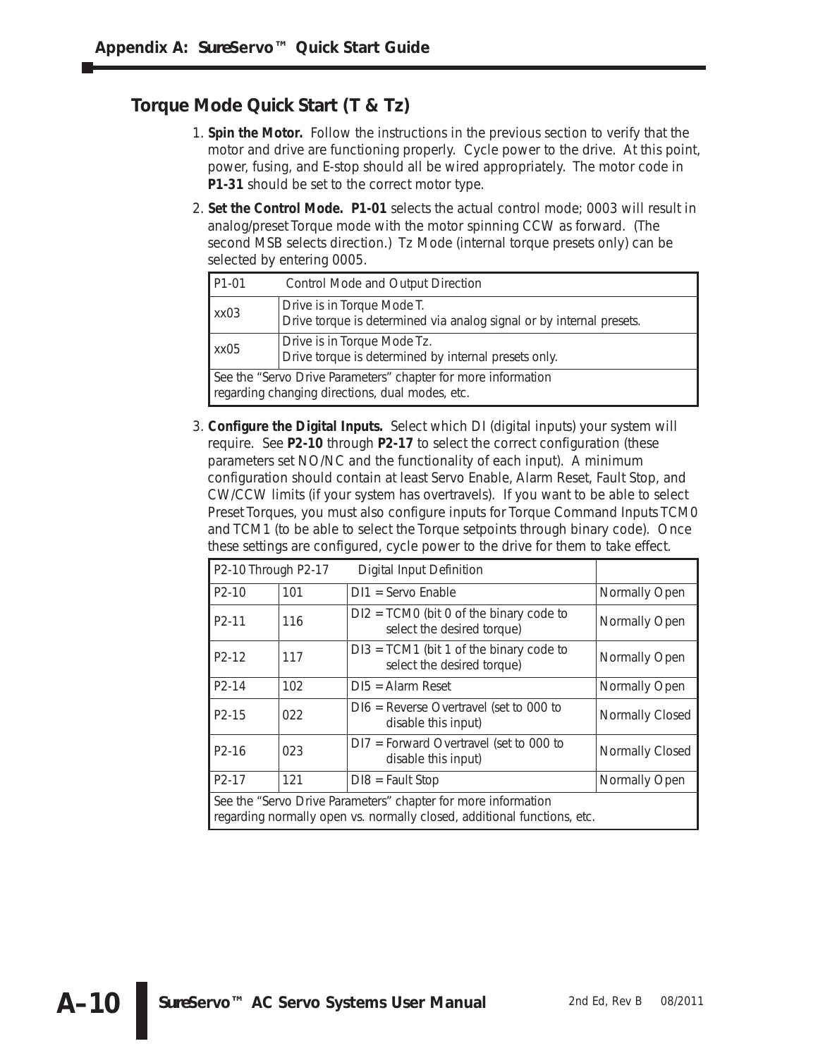## Torque Mode Quick Start (T & Tz)

1. **Spin the Motor.** Follow the instructions in the previous section to verify that the motor and drive are functioning properly. Cycle power to the drive. At this point, power, fusing, and E-stop should all be wired appropriately. The motor code in **P1-31** should be set to the correct motor type.

2. **Set the Control Mode. P1-01** selects the actual control mode; 0003 will result in analog/preset Torque mode with the motor spinning CCW as forward. (The second MSB selects direction.) Tz Mode (internal torque presets only) can be selected by entering 0005.

| P1-01 | Control Mode and Output Direction |
|---|---|
| xx03 | Drive is in Torque Mode T.<br>Drive torque is determined via analog signal or by internal presets. |
| xx05 | Drive is in Torque Mode Tz.<br>Drive torque is determined by internal presets only. |
| See the “Servo Drive Parameters” chapter for more information regarding changing directions, dual modes, etc. | |

3. **Configure the Digital Inputs.** Select which DI (digital inputs) your system will require. See **P2-10** through **P2-17** to select the correct configuration (these parameters set NO/NC and the functionality of each input). A minimum configuration should contain at least Servo Enable, Alarm Reset, Fault Stop, and CW/CCW limits (if your system has overtravels). If you want to be able to select Preset Torques, you must also configure inputs for Torque Command Inputs TCM0 and TCM1 (to be able to select the Torque setpoints through binary code). Once these settings are configured, cycle power to the drive for them to take effect.

| P2-10 Through P2-17 | | Digital Input Definition | |
|---|---|---|---|
| P2-10 | 101 | DI1 = Servo Enable | Normally Open |
| P2-11 | 116 | DI2 = TCM0 (bit 0 of the binary code to select the desired torque) | Normally Open |
| P2-12 | 117 | DI3 = TCM1 (bit 1 of the binary code to select the desired torque) | Normally Open |
| P2-14 | 102 | DI5 = Alarm Reset | Normally Open |
| P2-15 | 022 | DI6 = Reverse Overtravel (set to 000 to disable this input) | Normally Closed |
| P2-16 | 023 | DI7 = Forward Overtravel (set to 000 to disable this input) | Normally Closed |
| P2-17 | 121 | DI8 = Fault Stop | Normally Open |
| See the “Servo Drive Parameters” chapter for more information regarding normally open vs. normally closed, additional functions, etc. | | | |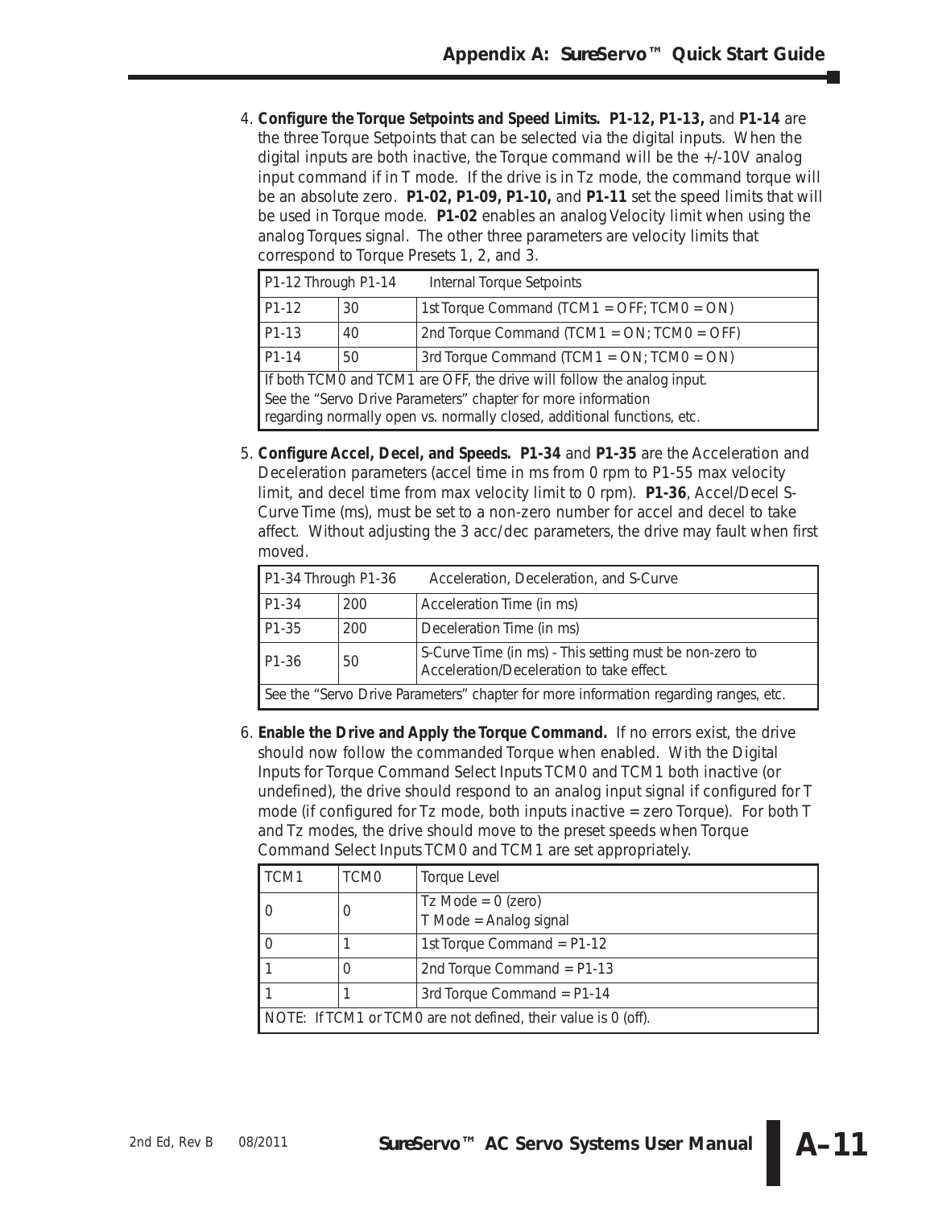4. **Configure the Torque Setpoints and Speed Limits. P1-12, P1-13,** and **P1-14** are the three Torque Setpoints that can be selected via the digital inputs. When the digital inputs are both inactive, the Torque command will be the +/-10V analog input command if in T mode. If the drive is in Tz mode, the command torque will be an absolute zero. **P1-02, P1-09, P1-10,** and **P1-11** set the speed limits that will be used in Torque mode. **P1-02** enables an analog Velocity limit when using the analog Torques signal. The other three parameters are velocity limits that correspond to Torque Presets 1, 2, and 3.

| P1-12 Through P1-14 | | Internal Torque Setpoints |
|---|---|---|
| P1-12 | 30 | 1st Torque Command (TCM1 = OFF; TCM0 = ON) |
| P1-13 | 40 | 2nd Torque Command (TCM1 = ON; TCM0 = OFF) |
| P1-14 | 50 | 3rd Torque Command (TCM1 = ON; TCM0 = ON) |
| If both TCM0 and TCM1 are OFF, the drive will follow the analog input. See the "Servo Drive Parameters" chapter for more information regarding normally open vs. normally closed, additional functions, etc. | | |

5. **Configure Accel, Decel, and Speeds. P1-34** and **P1-35** are the Acceleration and Deceleration parameters (accel time in ms from 0 rpm to P1-55 max velocity limit, and decel time from max velocity limit to 0 rpm). **P1-36**, Accel/Decel S-Curve Time (ms), must be set to a non-zero number for accel and decel to take affect. Without adjusting the 3 acc/dec parameters, the drive may fault when first moved.

| P1-34 Through P1-36 | | Acceleration, Deceleration, and S-Curve |
|---|---|---|
| P1-34 | 200 | Acceleration Time (in ms) |
| P1-35 | 200 | Deceleration Time (in ms) |
| P1-36 | 50 | S-Curve Time (in ms) - This setting must be non-zero to Acceleration/Deceleration to take effect. |
| See the "Servo Drive Parameters" chapter for more information regarding ranges, etc. | | |

6. **Enable the Drive and Apply the Torque Command.** If no errors exist, the drive should now follow the commanded Torque when enabled. With the Digital Inputs for Torque Command Select Inputs TCM0 and TCM1 both inactive (or undefined), the drive should respond to an analog input signal if configured for T mode (if configured for Tz mode, both inputs inactive = zero Torque). For both T and Tz modes, the drive should move to the preset speeds when Torque Command Select Inputs TCM0 and TCM1 are set appropriately.

| TCM1 | TCM0 | Torque Level |
|---|---|---|
| 0 | 0 | Tz Mode = 0 (zero)<br>T Mode = Analog signal |
| 0 | 1 | 1st Torque Command = P1-12 |
| 1 | 0 | 2nd Torque Command = P1-13 |
| 1 | 1 | 3rd Torque Command = P1-14 |
| NOTE: If TCM1 or TCM0 are not defined, their value is 0 (off). | | |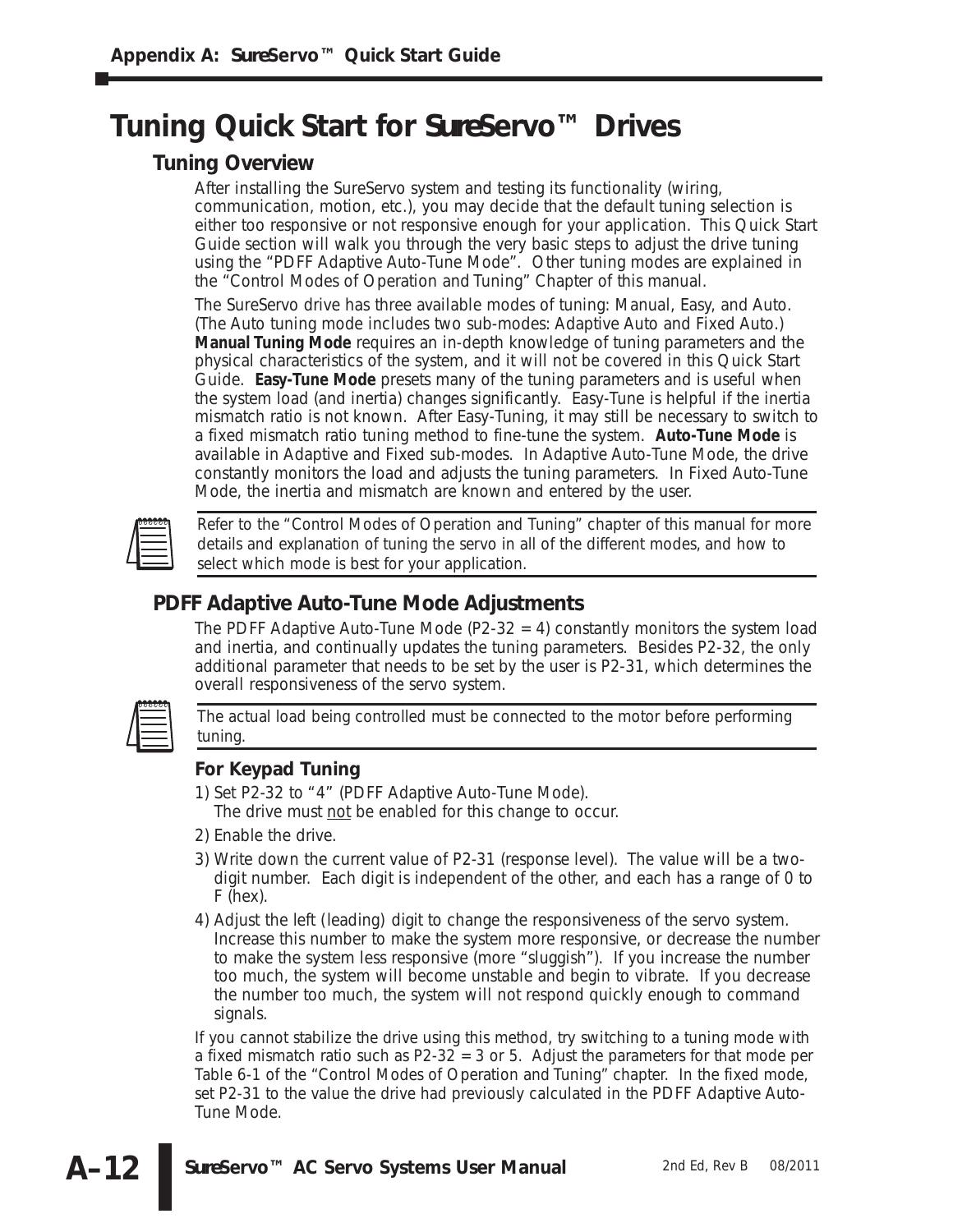# Tuning Quick Start for SureServo™ Drives

## Tuning Overview

After installing the SureServo system and testing its functionality (wiring, communication, motion, etc.), you may decide that the default tuning selection is either too responsive or not responsive enough for your application. This Quick Start Guide section will walk you through the very basic steps to adjust the drive tuning using the "PDFF Adaptive Auto-Tune Mode". Other tuning modes are explained in the "Control Modes of Operation and Tuning" Chapter of this manual.

The SureServo drive has three available modes of tuning: Manual, Easy, and Auto. (The Auto tuning mode includes two sub-modes: Adaptive Auto and Fixed Auto.) **Manual Tuning Mode** requires an in-depth knowledge of tuning parameters and the physical characteristics of the system, and it will not be covered in this Quick Start Guide. **Easy-Tune Mode** presets many of the tuning parameters and is useful when the system load (and inertia) changes significantly. Easy-Tune is helpful if the inertia mismatch ratio is not known. After Easy-Tuning, it may still be necessary to switch to a fixed mismatch ratio tuning method to fine-tune the system. **Auto-Tune Mode** is available in Adaptive and Fixed sub-modes. In Adaptive Auto-Tune Mode, the drive constantly monitors the load and adjusts the tuning parameters. In Fixed Auto-Tune Mode, the inertia and mismatch are known and entered by the user.

Refer to the "Control Modes of Operation and Tuning" chapter of this manual for more details and explanation of tuning the servo in all of the different modes, and how to select which mode is best for your application.

## PDFF Adaptive Auto-Tune Mode Adjustments

The PDFF Adaptive Auto-Tune Mode (P2-32 = 4) constantly monitors the system load and inertia, and continually updates the tuning parameters. Besides P2-32, the only additional parameter that needs to be set by the user is P2-31, which determines the overall responsiveness of the servo system.

The actual load being controlled must be connected to the motor before performing tuning.

### For Keypad Tuning

1) Set P2-32 to "4" (PDFF Adaptive Auto-Tune Mode).
   The drive must not be enabled for this change to occur.
2) Enable the drive.
3) Write down the current value of P2-31 (response level). The value will be a two-digit number. Each digit is independent of the other, and each has a range of 0 to F (hex).
4) Adjust the left (leading) digit to change the responsiveness of the servo system. Increase this number to make the system more responsive, or decrease the number to make the system less responsive (more "sluggish"). If you increase the number too much, the system will become unstable and begin to vibrate. If you decrease the number too much, the system will not respond quickly enough to command signals.

If you cannot stabilize the drive using this method, try switching to a tuning mode with a fixed mismatch ratio such as P2-32 = 3 or 5. Adjust the parameters for that mode per Table 6-1 of the "Control Modes of Operation and Tuning" chapter. In the fixed mode, set P2-31 to the value the drive had previously calculated in the PDFF Adaptive Auto-Tune Mode.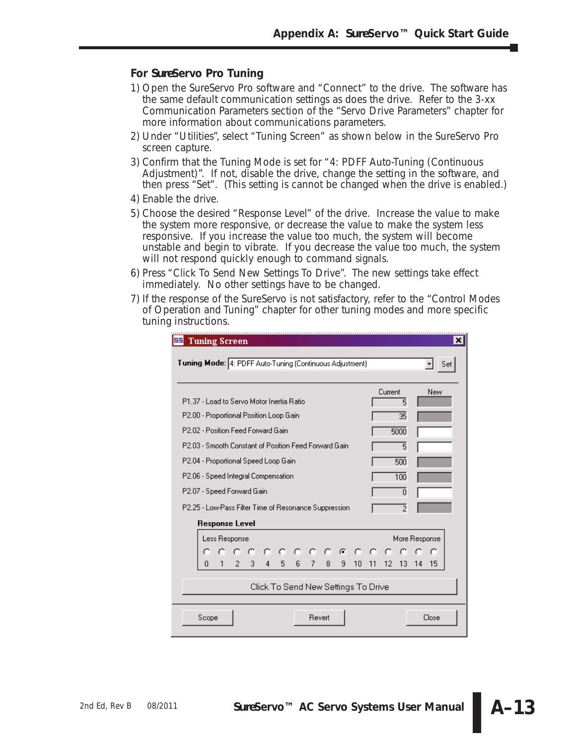### For SureServo Pro Tuning

1) Open the SureServo Pro software and "Connect" to the drive. The software has the same default communication settings as does the drive. Refer to the 3-xx Communication Parameters section of the "Servo Drive Parameters" chapter for more information about communications parameters.
2) Under "Utilities", select "Tuning Screen" as shown below in the SureServo Pro screen capture.
3) Confirm that the Tuning Mode is set for "4: PDFF Auto-Tuning (Continuous Adjustment)". If not, disable the drive, change the setting in the software, and then press "Set". (This setting is cannot be changed when the drive is enabled.)
4) Enable the drive.
5) Choose the desired "Response Level" of the drive. Increase the value to make the system more responsive, or decrease the value to make the system less responsive. If you increase the value too much, the system will become unstable and begin to vibrate. If you decrease the value too much, the system will not respond quickly enough to command signals.
6) Press "Click To Send New Settings To Drive". The new settings take effect immediately. No other settings have to be changed.
7) If the response of the SureServo is not satisfactory, refer to the "Control Modes of Operation and Tuning" chapter for other tuning modes and more specific tuning instructions.

**Tuning Screen**

**Tuning Mode:** 4: PDFF Auto-Tuning (Continuous Adjustment) [Set]

| Parameter | Current | New |
|---|---|---|
| P1.37 - Load to Servo Motor Inertia Ratio | 5 | |
| P2.00 - Proportional Position Loop Gain | 35 | |
| P2.02 - Position Feed Forward Gain | 5000 | |
| P2.03 - Smooth Constant of Position Feed Forward Gain | 5 | |
| P2.04 - Proportional Speed Loop Gain | 500 | |
| P2.06 - Speed Integral Compensation | 100 | |
| P2.07 - Speed Forward Gain | 0 | |
| P2.25 - Low-Pass Filter Time of Resonance Suppression | 2 | |

**Response Level**

Less Response — More Response: 0 1 2 3 4 5 6 7 8 9 10 11 12 13 14 15 (9 selected)

[Click To Send New Settings To Drive]

[Scope] [Revert] [Close]